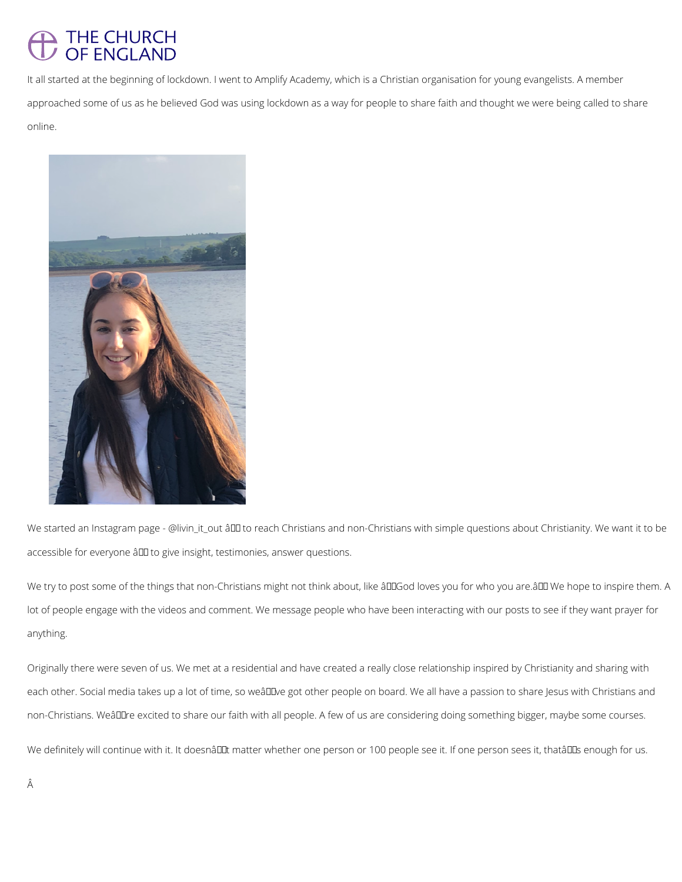It all started at the beginning of lockdown. I went to Amplify Academy, which is a Christian organisation for young evangelists. A member approached some of us as he believed God was using lockdown as a way for people to share faith and thought we were being called to share online.

We started an Instagram page - @livin_it_out – to reach Christians and non-Christians with simple questions about Christianity. We want it to be accessible for everyone – to give insight, testimonies, answer questions.

We try to post some of the things that non-Christians might not think about, like "God loves you for who you are." We hope to inspire them. A lot of people engage with the videos and comment. We message people who have been interacting with our posts to see if they want prayer for anything.

Originally there were seven of us. We met at a residential and have created a really close relationship inspired by Christianity and sharing with each other. Social media takes up a lot of time, so we've got other people on board. We all have a passion to share Jesus with Christians and non-Christians. We're excited to share our faith with all people. A few of us are considering doing something bigger, maybe some courses.

We definitely will continue with it. It doesn't matter whether one person or 100 people see it. If one person sees it, that's enough for us.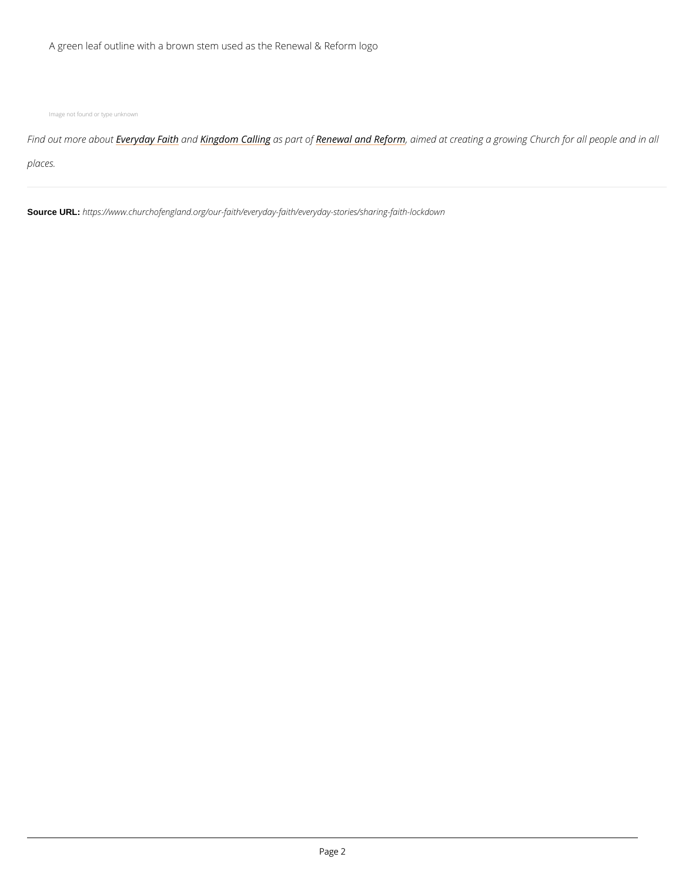A green leaf outline with a brown stem used as the Renewal & Reform logo

Image not found or type unknown

*Find out more about Everyday Faith and Kingdom Calling as part of Renewal and Reform, aimed at creating a growing Church for all people and in all places.*

---

**Source URL:** *https://www.churchofengland.org/our-faith/everyday-faith/everyday-stories/sharing-faith-lockdown*